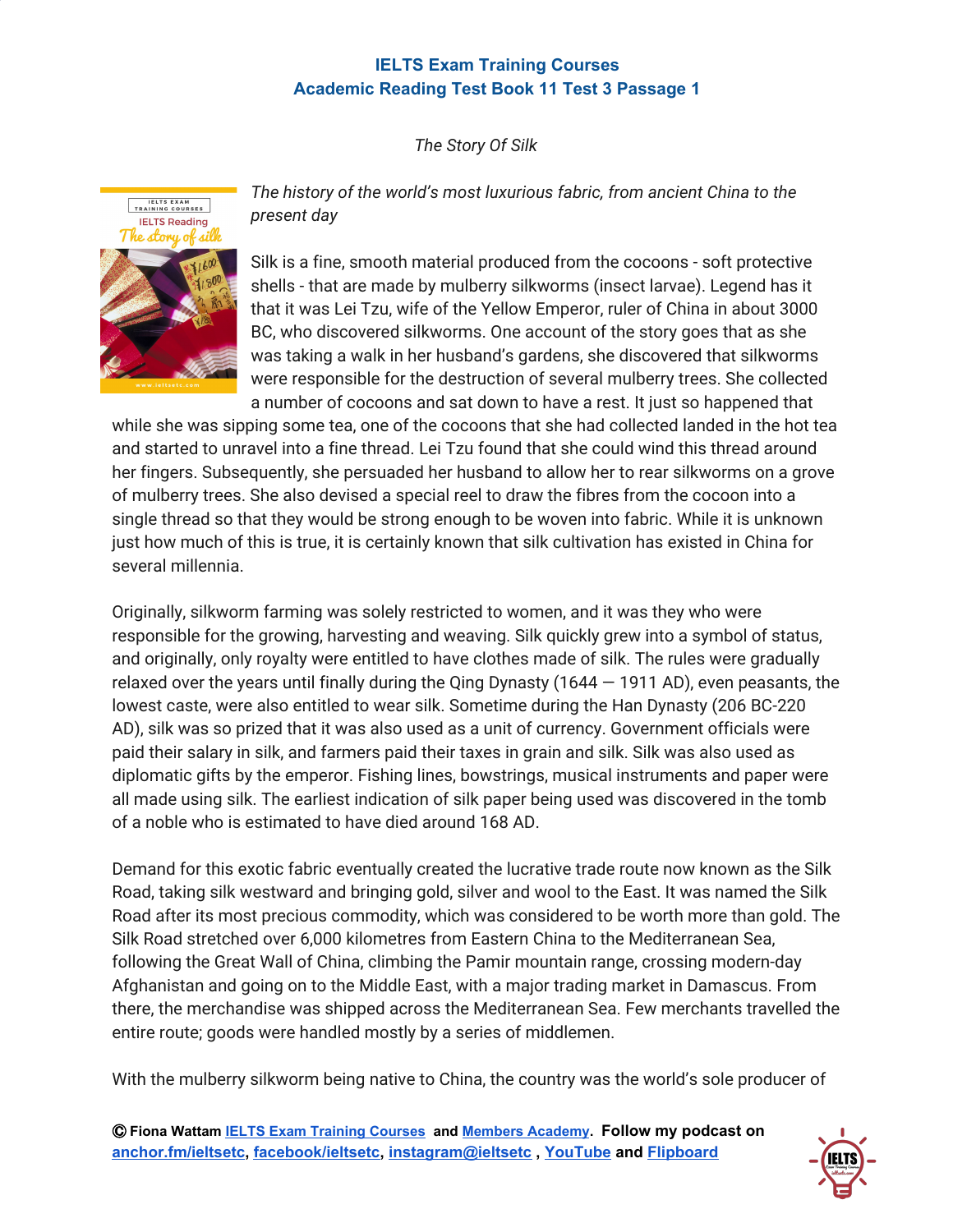**IELTS Exam Training Courses**
**Academic Reading Test Book 11 Test 3 Passage 1**

*The Story Of Silk*

*The history of the world's most luxurious fabric, from ancient China to the present day*

Silk is a fine, smooth material produced from the cocoons - soft protective shells - that are made by mulberry silkworms (insect larvae). Legend has it that it was Lei Tzu, wife of the Yellow Emperor, ruler of China in about 3000 BC, who discovered silkworms. One account of the story goes that as she was taking a walk in her husband's gardens, she discovered that silkworms were responsible for the destruction of several mulberry trees. She collected a number of cocoons and sat down to have a rest. It just so happened that while she was sipping some tea, one of the cocoons that she had collected landed in the hot tea and started to unravel into a fine thread. Lei Tzu found that she could wind this thread around her fingers. Subsequently, she persuaded her husband to allow her to rear silkworms on a grove of mulberry trees. She also devised a special reel to draw the fibres from the cocoon into a single thread so that they would be strong enough to be woven into fabric. While it is unknown just how much of this is true, it is certainly known that silk cultivation has existed in China for several millennia.

Originally, silkworm farming was solely restricted to women, and it was they who were responsible for the growing, harvesting and weaving. Silk quickly grew into a symbol of status, and originally, only royalty were entitled to have clothes made of silk. The rules were gradually relaxed over the years until finally during the Qing Dynasty (1644 — 1911 AD), even peasants, the lowest caste, were also entitled to wear silk. Sometime during the Han Dynasty (206 BC-220 AD), silk was so prized that it was also used as a unit of currency. Government officials were paid their salary in silk, and farmers paid their taxes in grain and silk. Silk was also used as diplomatic gifts by the emperor. Fishing lines, bowstrings, musical instruments and paper were all made using silk. The earliest indication of silk paper being used was discovered in the tomb of a noble who is estimated to have died around 168 AD.

Demand for this exotic fabric eventually created the lucrative trade route now known as the Silk Road, taking silk westward and bringing gold, silver and wool to the East. It was named the Silk Road after its most precious commodity, which was considered to be worth more than gold. The Silk Road stretched over 6,000 kilometres from Eastern China to the Mediterranean Sea, following the Great Wall of China, climbing the Pamir mountain range, crossing modern-day Afghanistan and going on to the Middle East, with a major trading market in Damascus. From there, the merchandise was shipped across the Mediterranean Sea. Few merchants travelled the entire route; goods were handled mostly by a series of middlemen.

With the mulberry silkworm being native to China, the country was the world's sole producer of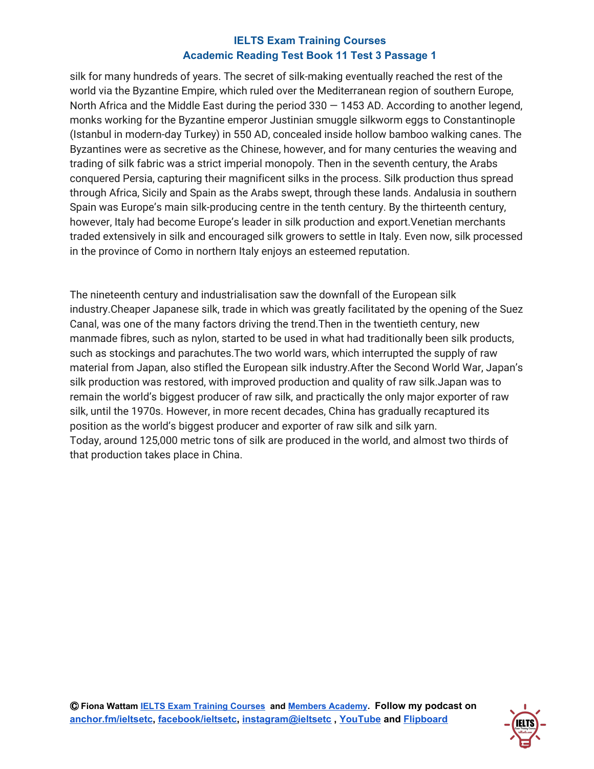silk for many hundreds of years. The secret of silk-making eventually reached the rest of the world via the Byzantine Empire, which ruled over the Mediterranean region of southern Europe, North Africa and the Middle East during the period 330 — 1453 AD. According to another legend, monks working for the Byzantine emperor Justinian smuggle silkworm eggs to Constantinople (Istanbul in modern-day Turkey) in 550 AD, concealed inside hollow bamboo walking canes. The Byzantines were as secretive as the Chinese, however, and for many centuries the weaving and trading of silk fabric was a strict imperial monopoly. Then in the seventh century, the Arabs conquered Persia, capturing their magnificent silks in the process. Silk production thus spread through Africa, Sicily and Spain as the Arabs swept, through these lands. Andalusia in southern Spain was Europe's main silk-producing centre in the tenth century. By the thirteenth century, however, Italy had become Europe's leader in silk production and export.Venetian merchants traded extensively in silk and encouraged silk growers to settle in Italy. Even now, silk processed in the province of Como in northern Italy enjoys an esteemed reputation.

The nineteenth century and industrialisation saw the downfall of the European silk industry.Cheaper Japanese silk, trade in which was greatly facilitated by the opening of the Suez Canal, was one of the many factors driving the trend.Then in the twentieth century, new manmade fibres, such as nylon, started to be used in what had traditionally been silk products, such as stockings and parachutes.The two world wars, which interrupted the supply of raw material from Japan, also stifled the European silk industry.After the Second World War, Japan's silk production was restored, with improved production and quality of raw silk.Japan was to remain the world's biggest producer of raw silk, and practically the only major exporter of raw silk, until the 1970s. However, in more recent decades, China has gradually recaptured its position as the world's biggest producer and exporter of raw silk and silk yarn.
Today, around 125,000 metric tons of silk are produced in the world, and almost two thirds of that production takes place in China.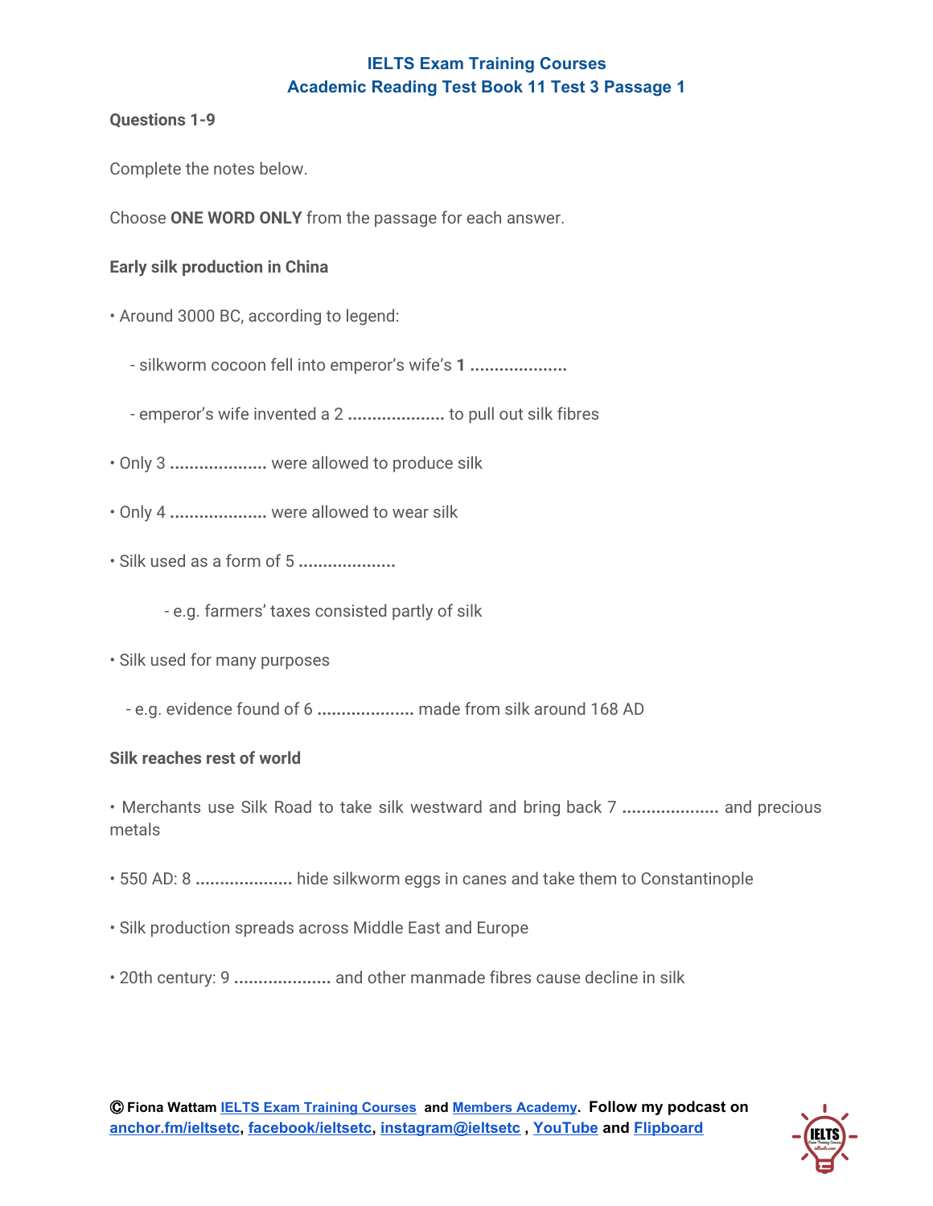## IELTS Exam Training Courses
## Academic Reading Test Book 11 Test 3 Passage 1

**Questions 1-9**

Complete the notes below.

Choose **ONE WORD ONLY** from the passage for each answer.

**Early silk production in China**

- Around 3000 BC, according to legend:
  - silkworm cocoon fell into emperor's wife's **1 ....................**
  - emperor's wife invented a 2 **....................** to pull out silk fibres
- Only 3 **....................** were allowed to produce silk
- Only 4 **....................** were allowed to wear silk
- Silk used as a form of 5 **....................**
  - e.g. farmers' taxes consisted partly of silk
- Silk used for many purposes
  - e.g. evidence found of 6 **....................** made from silk around 168 AD

**Silk reaches rest of world**

- Merchants use Silk Road to take silk westward and bring back 7 **....................** and precious metals
- 550 AD: 8 **....................** hide silkworm eggs in canes and take them to Constantinople
- Silk production spreads across Middle East and Europe
- 20th century: 9 **....................** and other manmade fibres cause decline in silk

**©** **Fiona Wattam [IELTS Exam Training Courses] and [Members Academy]. Follow my podcast on [anchor.fm/ieltsetc], [facebook/ieltsetc], [instagram@ieltsetc] , [YouTube] and [Flipboard]**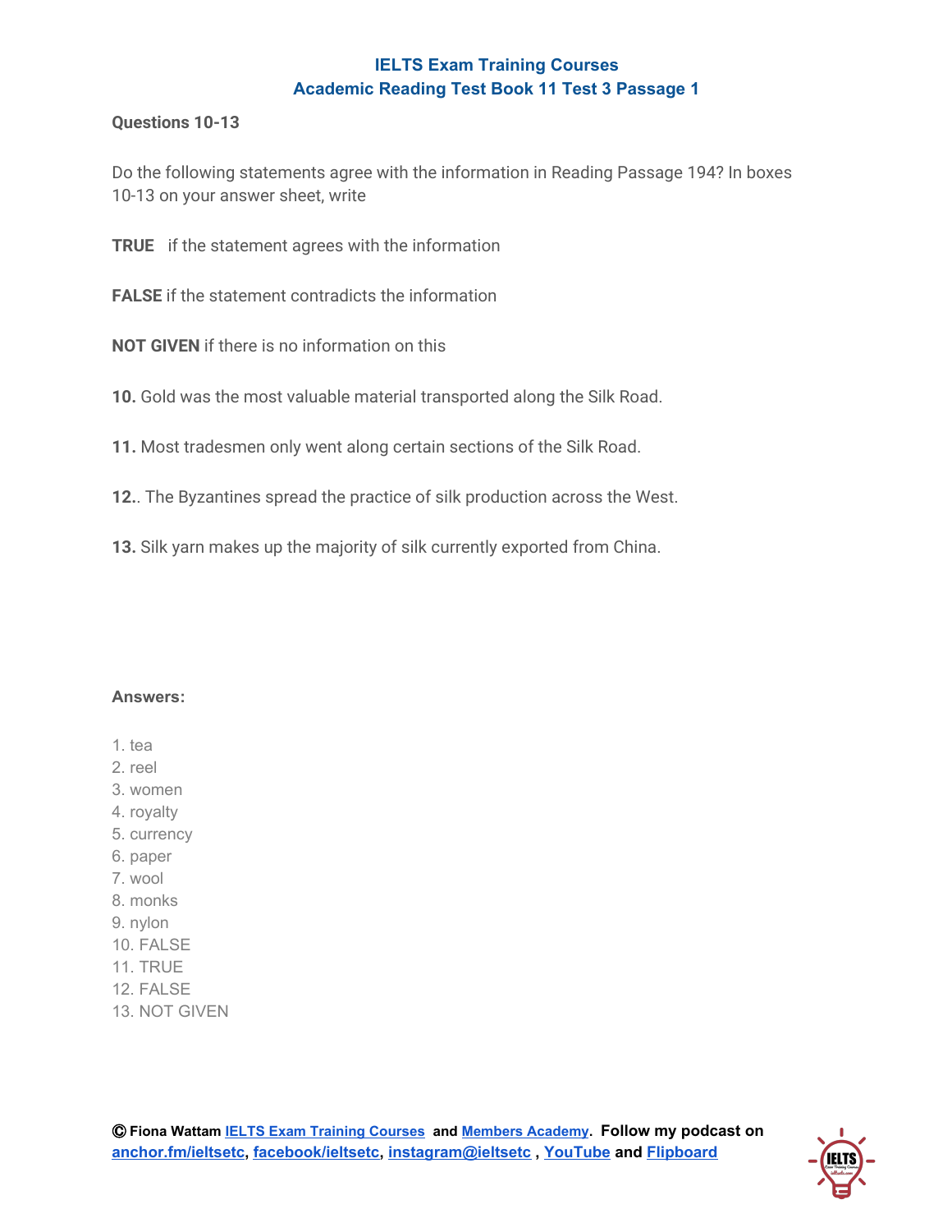**IELTS Exam Training Courses**
**Academic Reading Test Book 11 Test 3 Passage 1**

**Questions 10-13**

Do the following statements agree with the information in Reading Passage 194? In boxes 10-13 on your answer sheet, write

**TRUE** if the statement agrees with the information

**FALSE** if the statement contradicts the information

**NOT GIVEN** if there is no information on this

**10.** Gold was the most valuable material transported along the Silk Road.

**11.** Most tradesmen only went along certain sections of the Silk Road.

**12.**. The Byzantines spread the practice of silk production across the West.

**13.** Silk yarn makes up the majority of silk currently exported from China.

**Answers:**

1. tea
2. reel
3. women
4. royalty
5. currency
6. paper
7. wool
8. monks
9. nylon
10. FALSE
11. TRUE
12. FALSE
13. NOT GIVEN

© Fiona Wattam IELTS Exam Training Courses and Members Academy. Follow my podcast on anchor.fm/ieltsetc, facebook/ieltsetc, instagram@ieltsetc , YouTube and Flipboard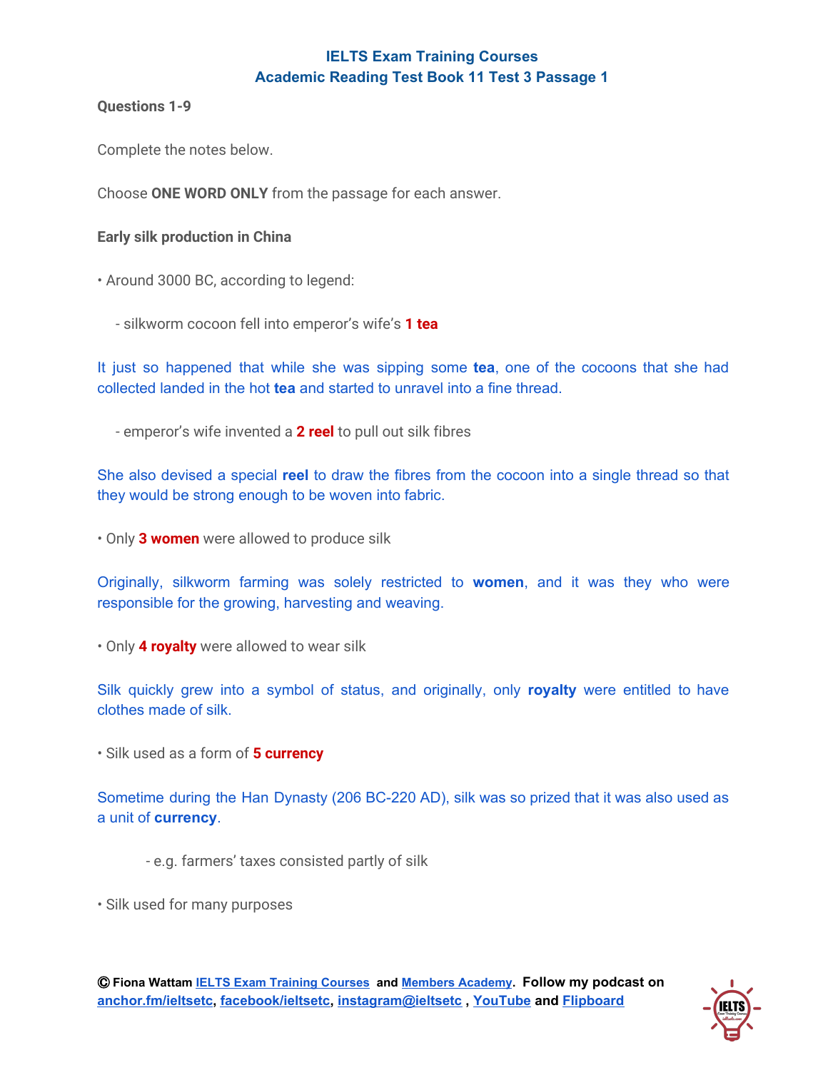## IELTS Exam Training Courses
## Academic Reading Test Book 11 Test 3 Passage 1

**Questions 1-9**

Complete the notes below.

Choose **ONE WORD ONLY** from the passage for each answer.

**Early silk production in China**

• Around 3000 BC, according to legend:

- silkworm cocoon fell into emperor's wife's **1 tea**

It just so happened that while she was sipping some **tea**, one of the cocoons that she had collected landed in the hot **tea** and started to unravel into a fine thread.

- emperor's wife invented a **2 reel** to pull out silk fibres

She also devised a special **reel** to draw the fibres from the cocoon into a single thread so that they would be strong enough to be woven into fabric.

• Only **3 women** were allowed to produce silk

Originally, silkworm farming was solely restricted to **women**, and it was they who were responsible for the growing, harvesting and weaving.

• Only **4 royalty** were allowed to wear silk

Silk quickly grew into a symbol of status, and originally, only **royalty** were entitled to have clothes made of silk.

• Silk used as a form of **5 currency**

Sometime during the Han Dynasty (206 BC-220 AD), silk was so prized that it was also used as a unit of **currency**.

- e.g. farmers' taxes consisted partly of silk

• Silk used for many purposes

Ⓒ **Fiona Wattam IELTS Exam Training Courses and Members Academy. Follow my podcast on anchor.fm/ieltsetc, facebook/ieltsetc, instagram@ieltsetc , YouTube and Flipboard**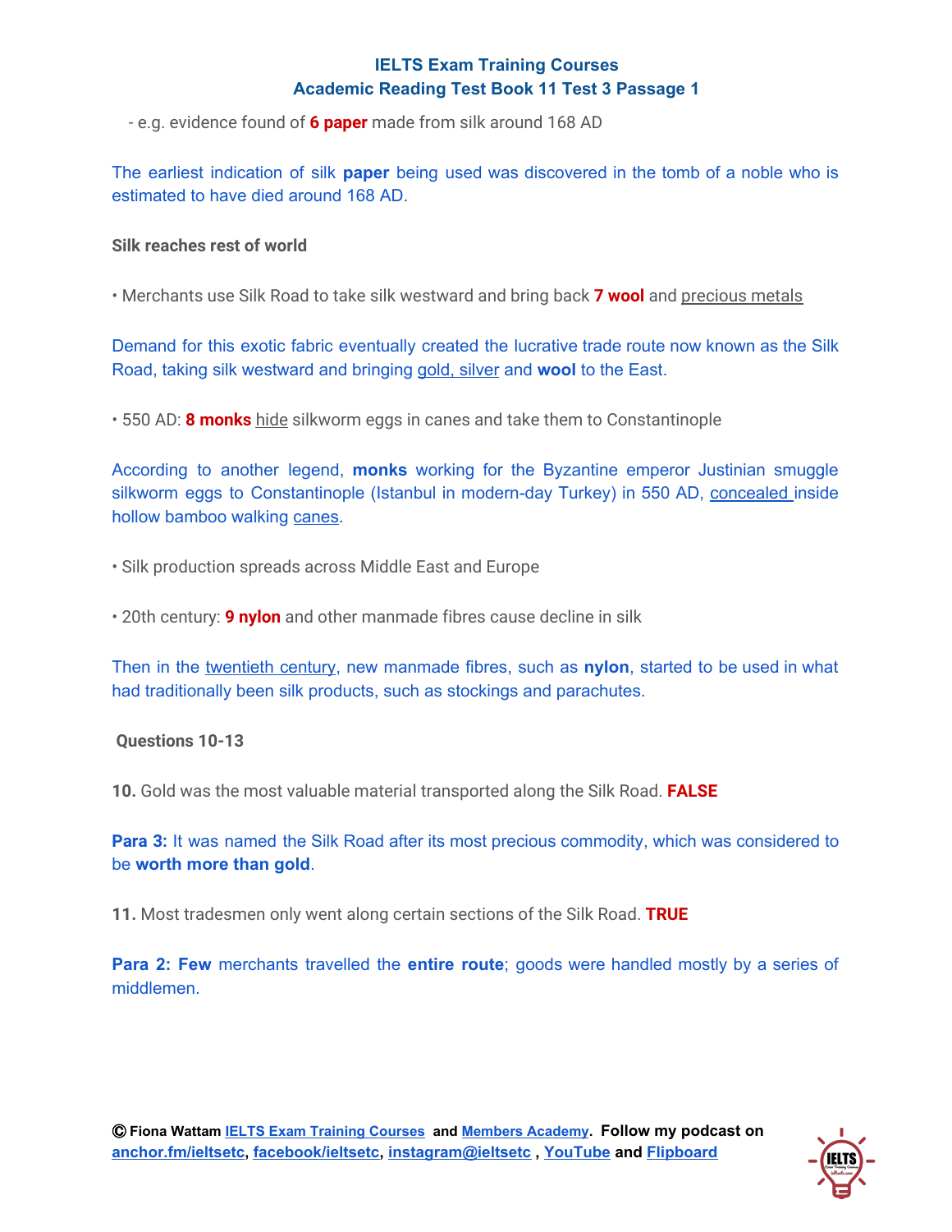- e.g. evidence found of **6 paper** made from silk around 168 AD

The earliest indication of silk **paper** being used was discovered in the tomb of a noble who is estimated to have died around 168 AD.

**Silk reaches rest of world**

• Merchants use Silk Road to take silk westward and bring back **7 wool** and precious metals

Demand for this exotic fabric eventually created the lucrative trade route now known as the Silk Road, taking silk westward and bringing gold, silver and **wool** to the East.

• 550 AD: **8 monks** hide silkworm eggs in canes and take them to Constantinople

According to another legend, **monks** working for the Byzantine emperor Justinian smuggle silkworm eggs to Constantinople (Istanbul in modern-day Turkey) in 550 AD, concealed inside hollow bamboo walking canes.

• Silk production spreads across Middle East and Europe

• 20th century: **9 nylon** and other manmade fibres cause decline in silk

Then in the twentieth century, new manmade fibres, such as **nylon**, started to be used in what had traditionally been silk products, such as stockings and parachutes.

**Questions 10-13**

**10.** Gold was the most valuable material transported along the Silk Road. **FALSE**

**Para 3:** It was named the Silk Road after its most precious commodity, which was considered to be **worth more than gold**.

**11.** Most tradesmen only went along certain sections of the Silk Road. **TRUE**

**Para 2: Few** merchants travelled the **entire route**; goods were handled mostly by a series of middlemen.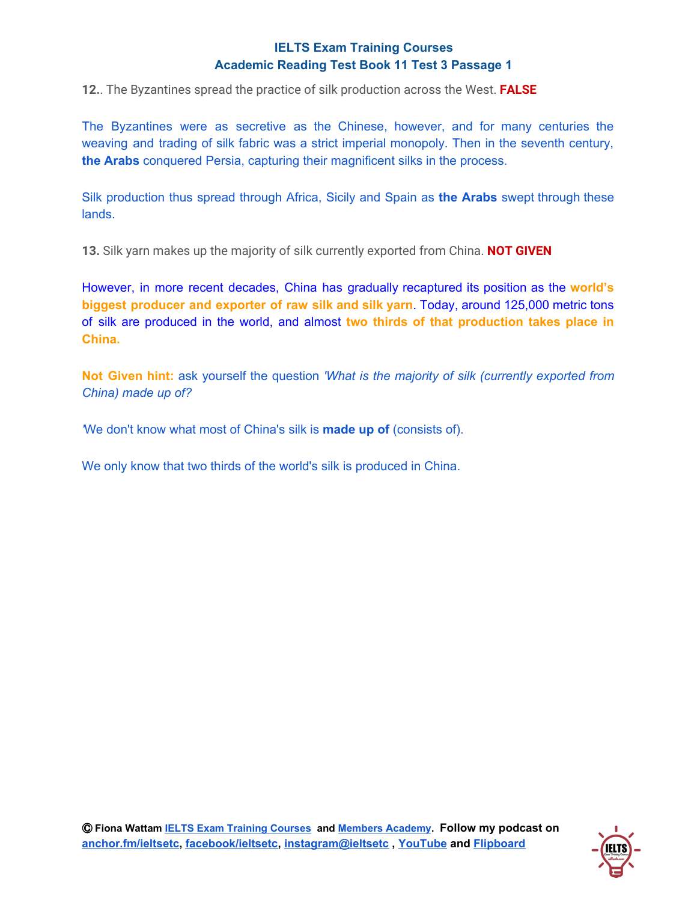**12.**. The Byzantines spread the practice of silk production across the West. **FALSE**

The Byzantines were as secretive as the Chinese, however, and for many centuries the weaving and trading of silk fabric was a strict imperial monopoly. Then in the seventh century, **the Arabs** conquered Persia, capturing their magnificent silks in the process.

Silk production thus spread through Africa, Sicily and Spain as **the Arabs** swept through these lands.

**13.** Silk yarn makes up the majority of silk currently exported from China. **NOT GIVEN**

However, in more recent decades, China has gradually recaptured its position as the **world's biggest producer and exporter of raw silk and silk yarn**. Today, around 125,000 metric tons of silk are produced in the world, and almost **two thirds of that production takes place in China.**

**Not Given hint:** ask yourself the question *'What is the majority of silk (currently exported from China) made up of?*

'We don't know what most of China's silk is **made up of** (consists of).

We only know that two thirds of the world's silk is produced in China.